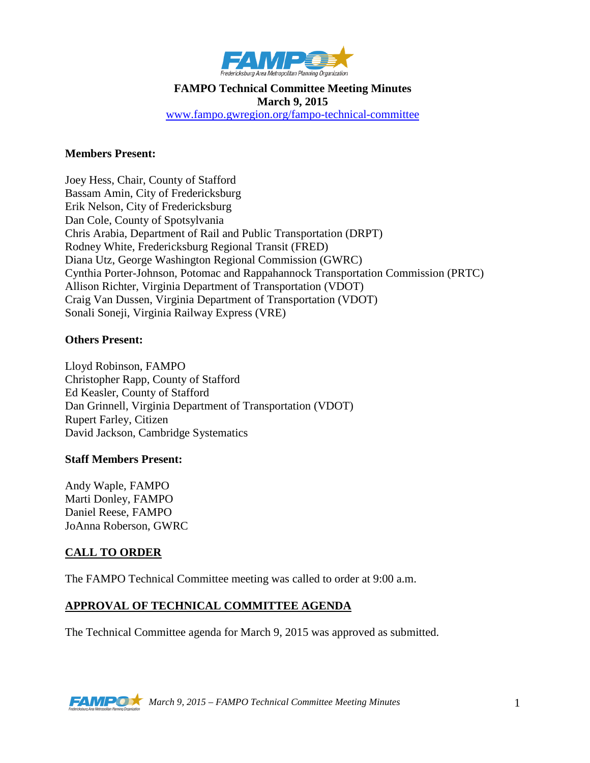**FAMPO Technical Committee Meeting Minutes**
**March 9, 2015**
www.fampo.gwregion.org/fampo-technical-committee

**Members Present:**

Joey Hess, Chair, County of Stafford
Bassam Amin, City of Fredericksburg
Erik Nelson, City of Fredericksburg
Dan Cole, County of Spotsylvania
Chris Arabia, Department of Rail and Public Transportation (DRPT)
Rodney White, Fredericksburg Regional Transit (FRED)
Diana Utz, George Washington Regional Commission (GWRC)
Cynthia Porter-Johnson, Potomac and Rappahannock Transportation Commission (PRTC)
Allison Richter, Virginia Department of Transportation (VDOT)
Craig Van Dussen, Virginia Department of Transportation (VDOT)
Sonali Soneji, Virginia Railway Express (VRE)

**Others Present:**

Lloyd Robinson, FAMPO
Christopher Rapp, County of Stafford
Ed Keasler, County of Stafford
Dan Grinnell, Virginia Department of Transportation (VDOT)
Rupert Farley, Citizen
David Jackson, Cambridge Systematics

**Staff Members Present:**

Andy Waple, FAMPO
Marti Donley, FAMPO
Daniel Reese, FAMPO
JoAnna Roberson, GWRC

## CALL TO ORDER

The FAMPO Technical Committee meeting was called to order at 9:00 a.m.

## APPROVAL OF TECHNICAL COMMITTEE AGENDA

The Technical Committee agenda for March 9, 2015 was approved as submitted.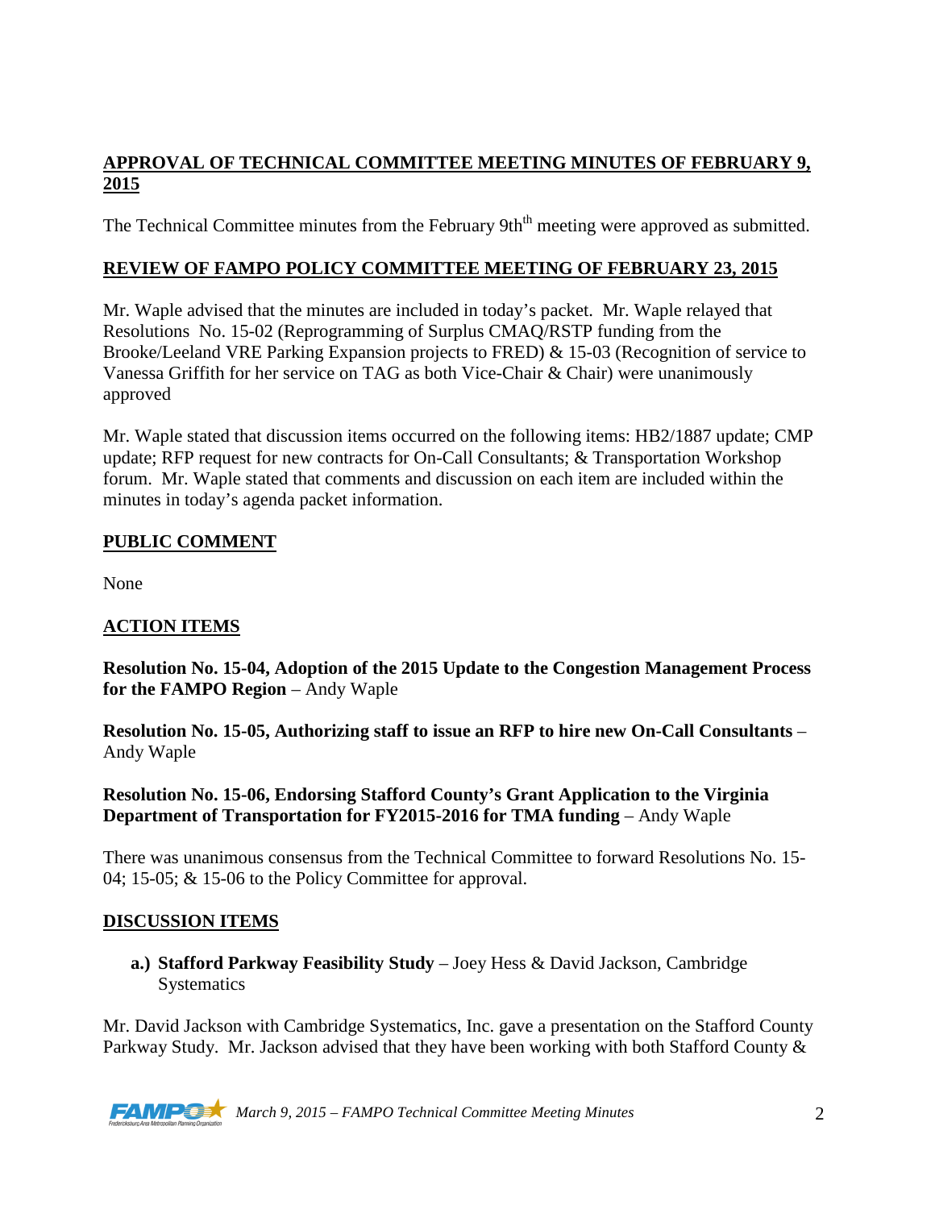## APPROVAL OF TECHNICAL COMMITTEE MEETING MINUTES OF FEBRUARY 9, 2015

The Technical Committee minutes from the February 9th[th] meeting were approved as submitted.

## REVIEW OF FAMPO POLICY COMMITTEE MEETING OF FEBRUARY 23, 2015

Mr. Waple advised that the minutes are included in today's packet. Mr. Waple relayed that Resolutions No. 15-02 (Reprogramming of Surplus CMAQ/RSTP funding from the Brooke/Leeland VRE Parking Expansion projects to FRED) & 15-03 (Recognition of service to Vanessa Griffith for her service on TAG as both Vice-Chair & Chair) were unanimously approved

Mr. Waple stated that discussion items occurred on the following items: HB2/1887 update; CMP update; RFP request for new contracts for On-Call Consultants; & Transportation Workshop forum. Mr. Waple stated that comments and discussion on each item are included within the minutes in today's agenda packet information.

## PUBLIC COMMENT

None

## ACTION ITEMS

**Resolution No. 15-04, Adoption of the 2015 Update to the Congestion Management Process for the FAMPO Region** – Andy Waple

**Resolution No. 15-05, Authorizing staff to issue an RFP to hire new On-Call Consultants** – Andy Waple

**Resolution No. 15-06, Endorsing Stafford County's Grant Application to the Virginia Department of Transportation for FY2015-2016 for TMA funding** – Andy Waple

There was unanimous consensus from the Technical Committee to forward Resolutions No. 15-04; 15-05; & 15-06 to the Policy Committee for approval.

## DISCUSSION ITEMS

a.) **Stafford Parkway Feasibility Study** – Joey Hess & David Jackson, Cambridge Systematics

Mr. David Jackson with Cambridge Systematics, Inc. gave a presentation on the Stafford County Parkway Study. Mr. Jackson advised that they have been working with both Stafford County &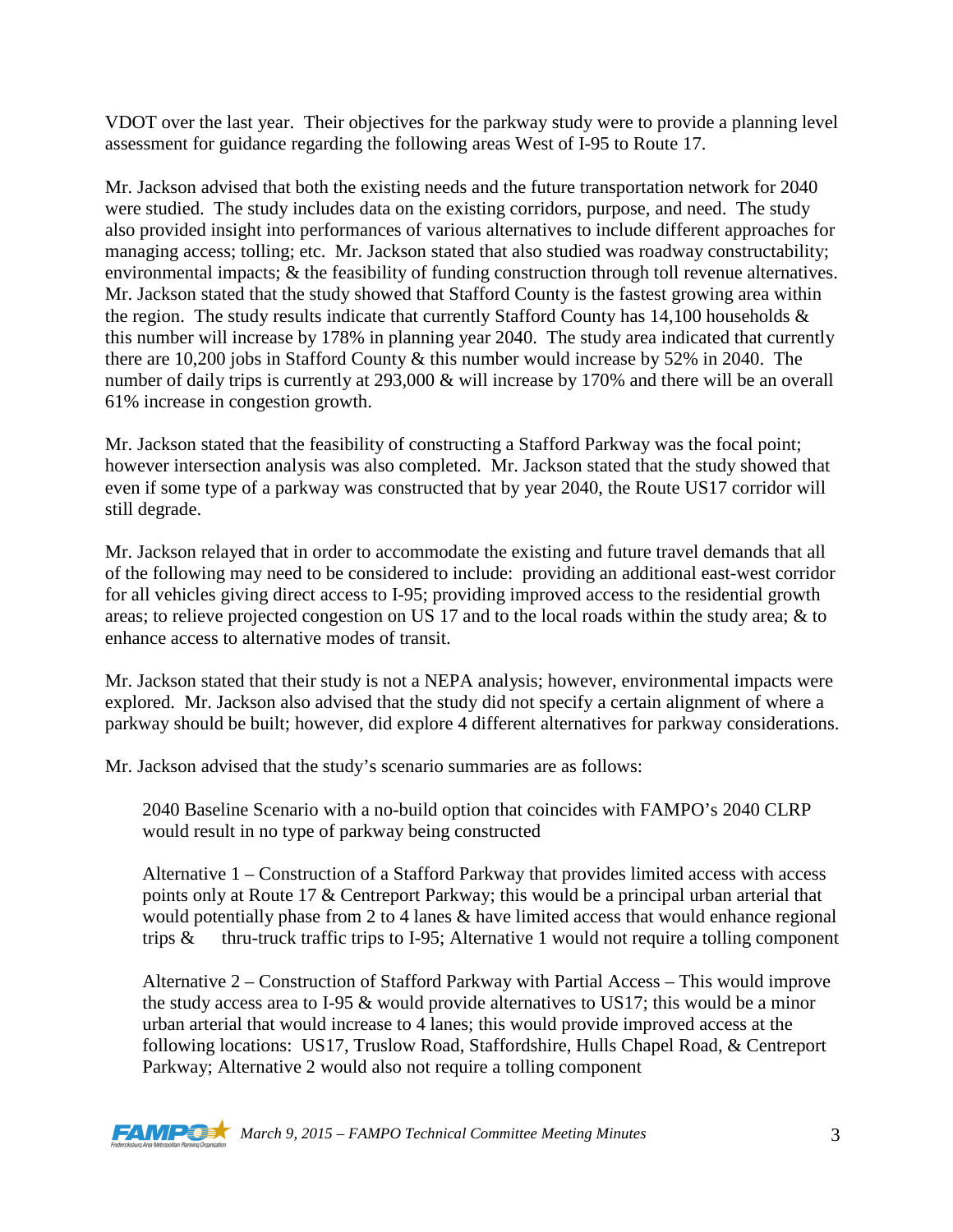VDOT over the last year. Their objectives for the parkway study were to provide a planning level assessment for guidance regarding the following areas West of I-95 to Route 17.

Mr. Jackson advised that both the existing needs and the future transportation network for 2040 were studied. The study includes data on the existing corridors, purpose, and need. The study also provided insight into performances of various alternatives to include different approaches for managing access; tolling; etc. Mr. Jackson stated that also studied was roadway constructability; environmental impacts; & the feasibility of funding construction through toll revenue alternatives. Mr. Jackson stated that the study showed that Stafford County is the fastest growing area within the region. The study results indicate that currently Stafford County has 14,100 households & this number will increase by 178% in planning year 2040. The study area indicated that currently there are 10,200 jobs in Stafford County & this number would increase by 52% in 2040. The number of daily trips is currently at 293,000 & will increase by 170% and there will be an overall 61% increase in congestion growth.

Mr. Jackson stated that the feasibility of constructing a Stafford Parkway was the focal point; however intersection analysis was also completed. Mr. Jackson stated that the study showed that even if some type of a parkway was constructed that by year 2040, the Route US17 corridor will still degrade.

Mr. Jackson relayed that in order to accommodate the existing and future travel demands that all of the following may need to be considered to include: providing an additional east-west corridor for all vehicles giving direct access to I-95; providing improved access to the residential growth areas; to relieve projected congestion on US 17 and to the local roads within the study area; & to enhance access to alternative modes of transit.

Mr. Jackson stated that their study is not a NEPA analysis; however, environmental impacts were explored. Mr. Jackson also advised that the study did not specify a certain alignment of where a parkway should be built; however, did explore 4 different alternatives for parkway considerations.

Mr. Jackson advised that the study's scenario summaries are as follows:

> 2040 Baseline Scenario with a no-build option that coincides with FAMPO's 2040 CLRP would result in no type of parkway being constructed
>
> Alternative 1 – Construction of a Stafford Parkway that provides limited access with access points only at Route 17 & Centreport Parkway; this would be a principal urban arterial that would potentially phase from 2 to 4 lanes & have limited access that would enhance regional trips & thru-truck traffic trips to I-95; Alternative 1 would not require a tolling component
>
> Alternative 2 – Construction of Stafford Parkway with Partial Access – This would improve the study access area to I-95 & would provide alternatives to US17; this would be a minor urban arterial that would increase to 4 lanes; this would provide improved access at the following locations: US17, Truslow Road, Staffordshire, Hulls Chapel Road, & Centreport Parkway; Alternative 2 would also not require a tolling component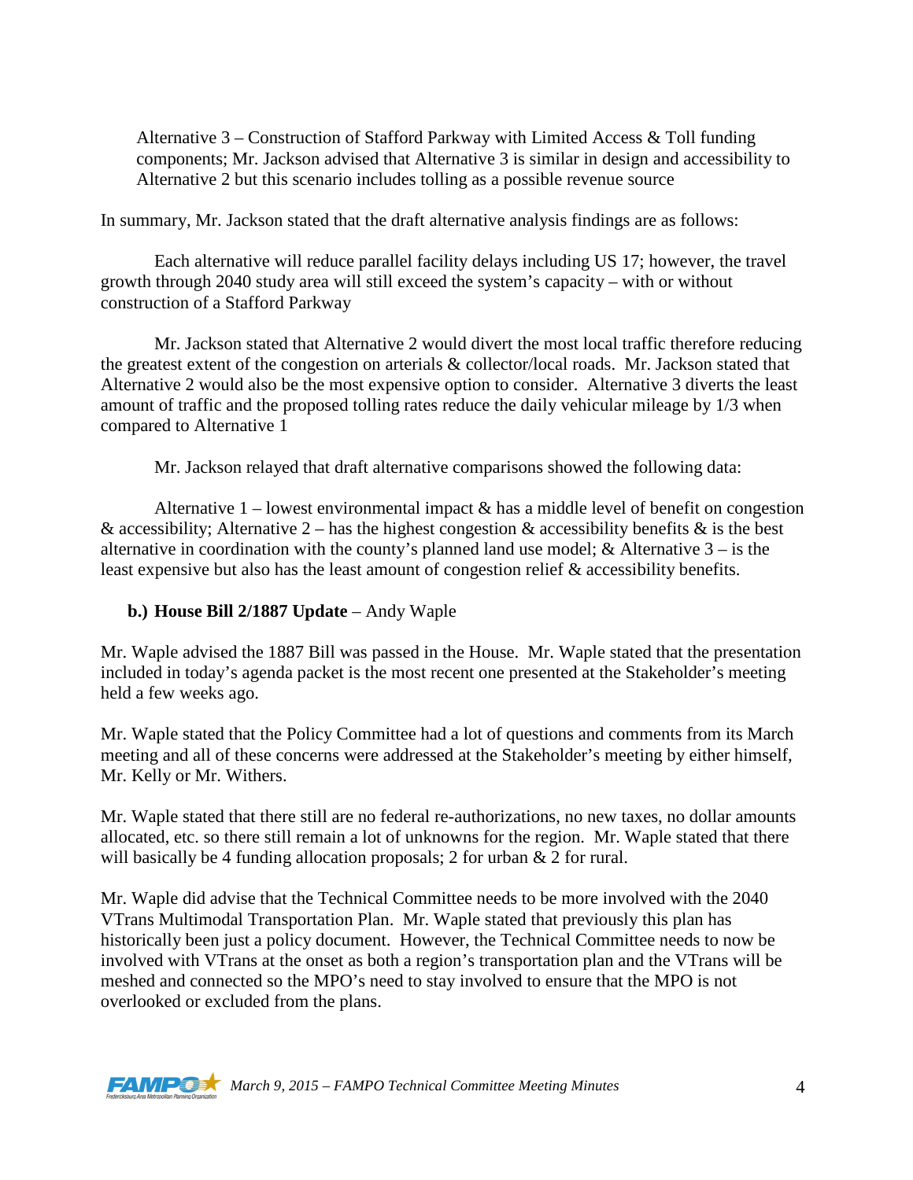Alternative 3 – Construction of Stafford Parkway with Limited Access & Toll funding components; Mr. Jackson advised that Alternative 3 is similar in design and accessibility to Alternative 2 but this scenario includes tolling as a possible revenue source

In summary, Mr. Jackson stated that the draft alternative analysis findings are as follows:

Each alternative will reduce parallel facility delays including US 17; however, the travel growth through 2040 study area will still exceed the system's capacity – with or without construction of a Stafford Parkway

Mr. Jackson stated that Alternative 2 would divert the most local traffic therefore reducing the greatest extent of the congestion on arterials & collector/local roads. Mr. Jackson stated that Alternative 2 would also be the most expensive option to consider. Alternative 3 diverts the least amount of traffic and the proposed tolling rates reduce the daily vehicular mileage by 1/3 when compared to Alternative 1

Mr. Jackson relayed that draft alternative comparisons showed the following data:

Alternative 1 – lowest environmental impact & has a middle level of benefit on congestion & accessibility; Alternative 2 – has the highest congestion & accessibility benefits & is the best alternative in coordination with the county's planned land use model; & Alternative 3 – is the least expensive but also has the least amount of congestion relief & accessibility benefits.

**b.) House Bill 2/1887 Update** – Andy Waple

Mr. Waple advised the 1887 Bill was passed in the House. Mr. Waple stated that the presentation included in today's agenda packet is the most recent one presented at the Stakeholder's meeting held a few weeks ago.

Mr. Waple stated that the Policy Committee had a lot of questions and comments from its March meeting and all of these concerns were addressed at the Stakeholder's meeting by either himself, Mr. Kelly or Mr. Withers.

Mr. Waple stated that there still are no federal re-authorizations, no new taxes, no dollar amounts allocated, etc. so there still remain a lot of unknowns for the region. Mr. Waple stated that there will basically be 4 funding allocation proposals; 2 for urban & 2 for rural.

Mr. Waple did advise that the Technical Committee needs to be more involved with the 2040 VTrans Multimodal Transportation Plan. Mr. Waple stated that previously this plan has historically been just a policy document. However, the Technical Committee needs to now be involved with VTrans at the onset as both a region's transportation plan and the VTrans will be meshed and connected so the MPO's need to stay involved to ensure that the MPO is not overlooked or excluded from the plans.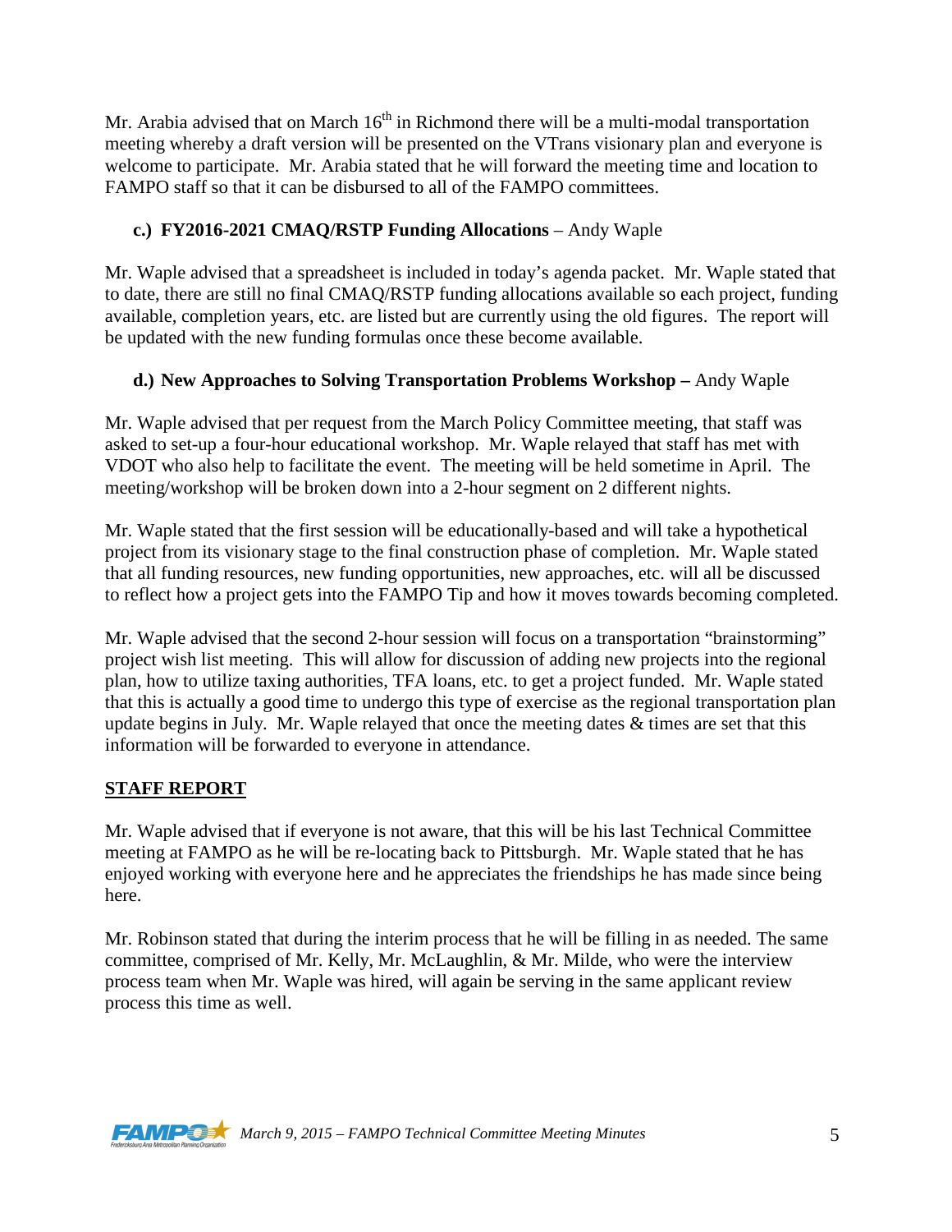Mr. Arabia advised that on March 16[th] in Richmond there will be a multi-modal transportation meeting whereby a draft version will be presented on the VTrans visionary plan and everyone is welcome to participate. Mr. Arabia stated that he will forward the meeting time and location to FAMPO staff so that it can be disbursed to all of the FAMPO committees.

**c.) FY2016-2021 CMAQ/RSTP Funding Allocations** – Andy Waple

Mr. Waple advised that a spreadsheet is included in today's agenda packet. Mr. Waple stated that to date, there are still no final CMAQ/RSTP funding allocations available so each project, funding available, completion years, etc. are listed but are currently using the old figures. The report will be updated with the new funding formulas once these become available.

**d.) New Approaches to Solving Transportation Problems Workshop –** Andy Waple

Mr. Waple advised that per request from the March Policy Committee meeting, that staff was asked to set-up a four-hour educational workshop. Mr. Waple relayed that staff has met with VDOT who also help to facilitate the event. The meeting will be held sometime in April. The meeting/workshop will be broken down into a 2-hour segment on 2 different nights.

Mr. Waple stated that the first session will be educationally-based and will take a hypothetical project from its visionary stage to the final construction phase of completion. Mr. Waple stated that all funding resources, new funding opportunities, new approaches, etc. will all be discussed to reflect how a project gets into the FAMPO Tip and how it moves towards becoming completed.

Mr. Waple advised that the second 2-hour session will focus on a transportation "brainstorming" project wish list meeting. This will allow for discussion of adding new projects into the regional plan, how to utilize taxing authorities, TFA loans, etc. to get a project funded. Mr. Waple stated that this is actually a good time to undergo this type of exercise as the regional transportation plan update begins in July. Mr. Waple relayed that once the meeting dates & times are set that this information will be forwarded to everyone in attendance.

## STAFF REPORT

Mr. Waple advised that if everyone is not aware, that this will be his last Technical Committee meeting at FAMPO as he will be re-locating back to Pittsburgh. Mr. Waple stated that he has enjoyed working with everyone here and he appreciates the friendships he has made since being here.

Mr. Robinson stated that during the interim process that he will be filling in as needed. The same committee, comprised of Mr. Kelly, Mr. McLaughlin, & Mr. Milde, who were the interview process team when Mr. Waple was hired, will again be serving in the same applicant review process this time as well.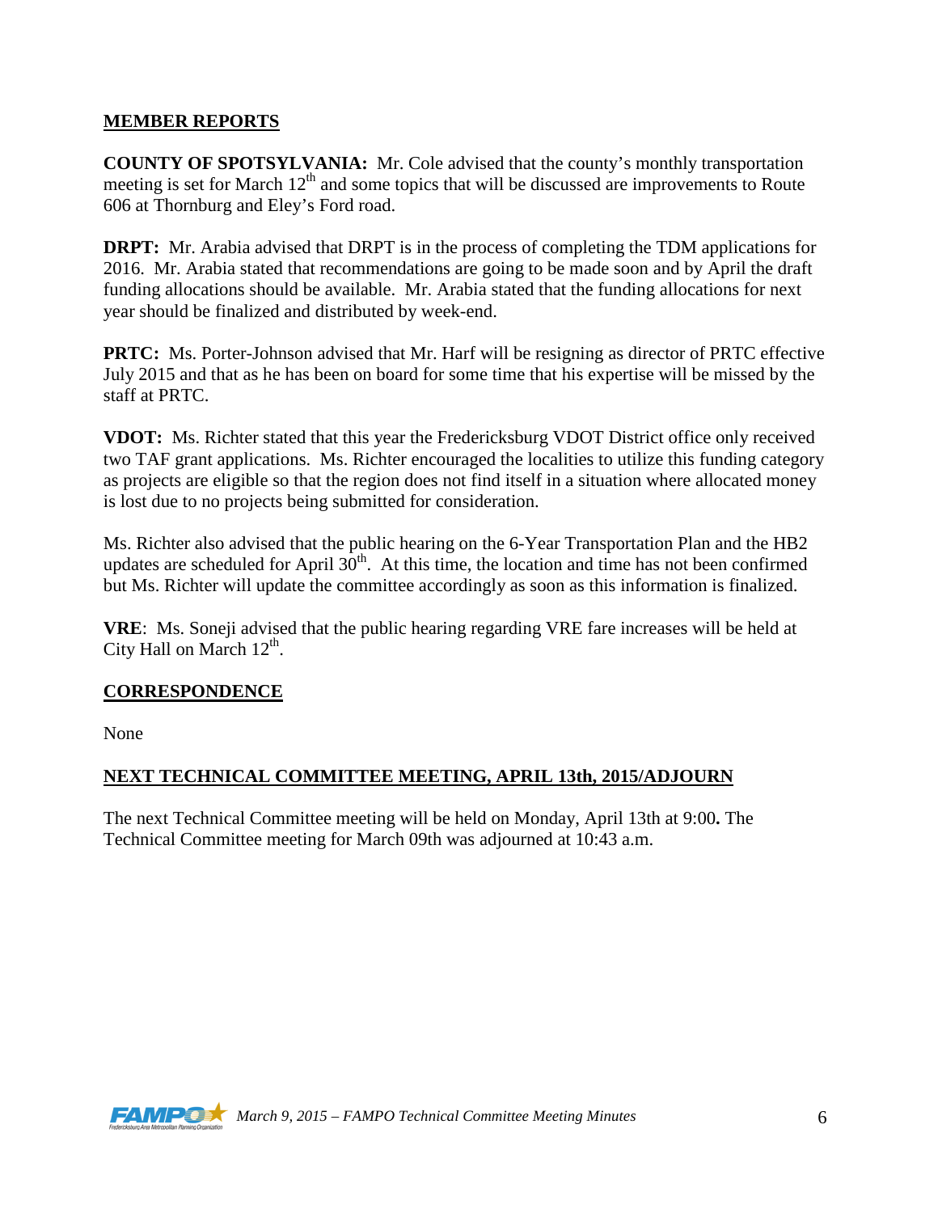## MEMBER REPORTS

**COUNTY OF SPOTSYLVANIA:** Mr. Cole advised that the county's monthly transportation meeting is set for March 12th and some topics that will be discussed are improvements to Route 606 at Thornburg and Eley's Ford road.

**DRPT:** Mr. Arabia advised that DRPT is in the process of completing the TDM applications for 2016. Mr. Arabia stated that recommendations are going to be made soon and by April the draft funding allocations should be available. Mr. Arabia stated that the funding allocations for next year should be finalized and distributed by week-end.

**PRTC:** Ms. Porter-Johnson advised that Mr. Harf will be resigning as director of PRTC effective July 2015 and that as he has been on board for some time that his expertise will be missed by the staff at PRTC.

**VDOT:** Ms. Richter stated that this year the Fredericksburg VDOT District office only received two TAF grant applications. Ms. Richter encouraged the localities to utilize this funding category as projects are eligible so that the region does not find itself in a situation where allocated money is lost due to no projects being submitted for consideration.

Ms. Richter also advised that the public hearing on the 6-Year Transportation Plan and the HB2 updates are scheduled for April 30th. At this time, the location and time has not been confirmed but Ms. Richter will update the committee accordingly as soon as this information is finalized.

**VRE**: Ms. Soneji advised that the public hearing regarding VRE fare increases will be held at City Hall on March 12th.

## CORRESPONDENCE

None

## NEXT TECHNICAL COMMITTEE MEETING, APRIL 13th, 2015/ADJOURN

The next Technical Committee meeting will be held on Monday, April 13th at 9:00**.** The Technical Committee meeting for March 09th was adjourned at 10:43 a.m.